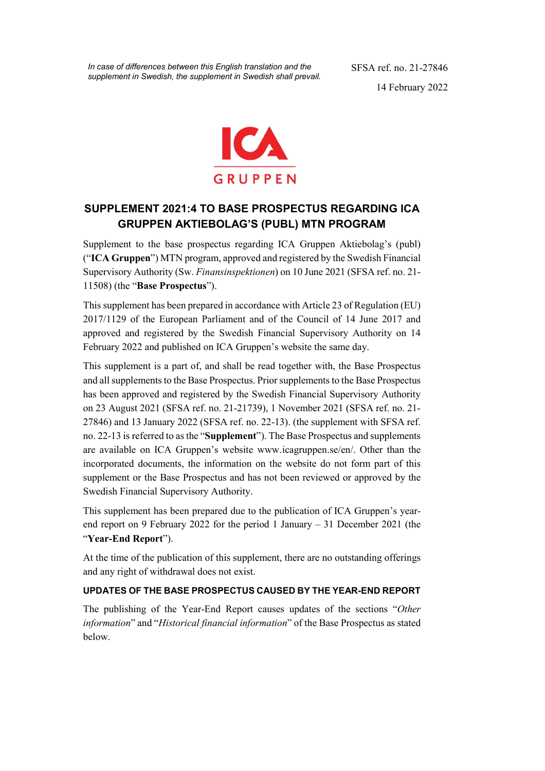*In case of differences between this English translation and the supplement in Swedish, the supplement in Swedish shall prevail.*

SFSA ref. no. 21-27846

14 February 2022

ICA GRUPPEN

# SUPPLEMENT 2021:4 TO BASE PROSPECTUS REGARDING ICA GRUPPEN AKTIEBOLAG'S (PUBL) MTN PROGRAM

Supplement to the base prospectus regarding ICA Gruppen Aktiebolag's (publ) ("**ICA Gruppen**") MTN program, approved and registered by the Swedish Financial Supervisory Authority (Sw. *Finansinspektionen*) on 10 June 2021 (SFSA ref. no. 21-11508) (the "**Base Prospectus**").

This supplement has been prepared in accordance with Article 23 of Regulation (EU) 2017/1129 of the European Parliament and of the Council of 14 June 2017 and approved and registered by the Swedish Financial Supervisory Authority on 14 February 2022 and published on ICA Gruppen's website the same day.

This supplement is a part of, and shall be read together with, the Base Prospectus and all supplements to the Base Prospectus. Prior supplements to the Base Prospectus has been approved and registered by the Swedish Financial Supervisory Authority on 23 August 2021 (SFSA ref. no. 21-21739), 1 November 2021 (SFSA ref. no. 21-27846) and 13 January 2022 (SFSA ref. no. 22-13). (the supplement with SFSA ref. no. 22-13 is referred to as the "**Supplement**"). The Base Prospectus and supplements are available on ICA Gruppen's website www.icagruppen.se/en/. Other than the incorporated documents, the information on the website do not form part of this supplement or the Base Prospectus and has not been reviewed or approved by the Swedish Financial Supervisory Authority.

This supplement has been prepared due to the publication of ICA Gruppen's year-end report on 9 February 2022 for the period 1 January – 31 December 2021 (the "**Year-End Report**").

At the time of the publication of this supplement, there are no outstanding offerings and any right of withdrawal does not exist.

## UPDATES OF THE BASE PROSPECTUS CAUSED BY THE YEAR-END REPORT

The publishing of the Year-End Report causes updates of the sections "*Other information*" and "*Historical financial information*" of the Base Prospectus as stated below.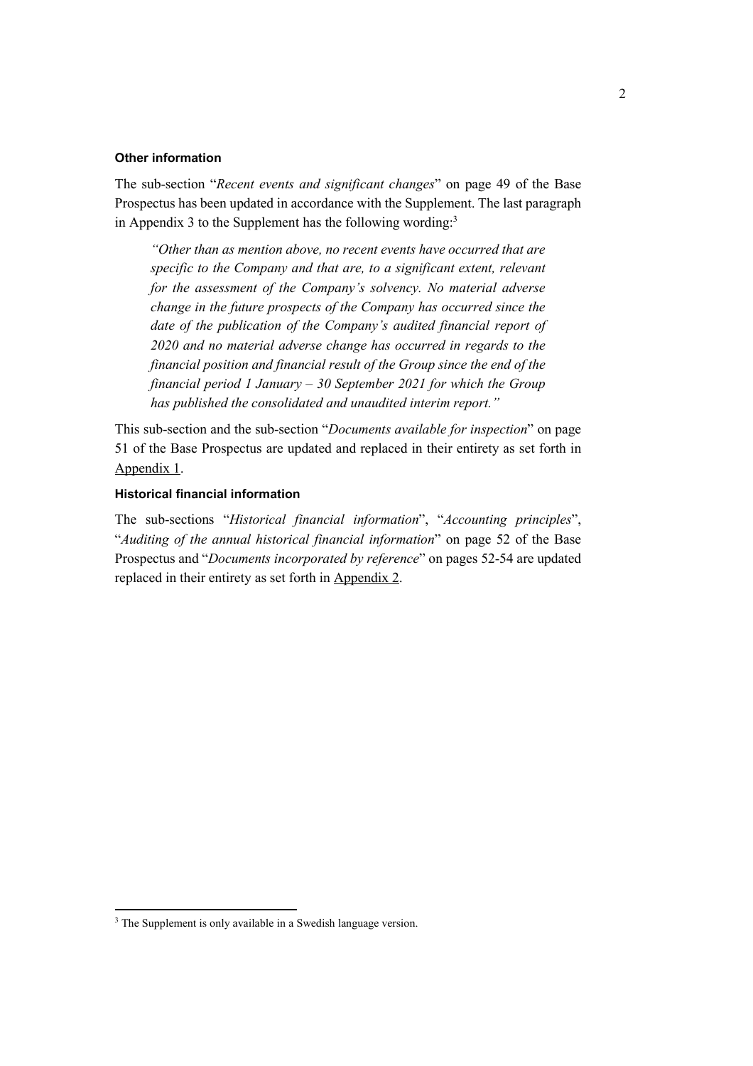### Other information

The sub-section "*Recent events and significant changes*" on page 49 of the Base Prospectus has been updated in accordance with the Supplement. The last paragraph in Appendix 3 to the Supplement has the following wording:[3]

> *"Other than as mention above, no recent events have occurred that are specific to the Company and that are, to a significant extent, relevant for the assessment of the Company's solvency. No material adverse change in the future prospects of the Company has occurred since the date of the publication of the Company's audited financial report of 2020 and no material adverse change has occurred in regards to the financial position and financial result of the Group since the end of the financial period 1 January – 30 September 2021 for which the Group has published the consolidated and unaudited interim report."*

This sub-section and the sub-section "*Documents available for inspection*" on page 51 of the Base Prospectus are updated and replaced in their entirety as set forth in Appendix 1.

### Historical financial information

The sub-sections "*Historical financial information*", "*Accounting principles*", "*Auditing of the annual historical financial information*" on page 52 of the Base Prospectus and "*Documents incorporated by reference*" on pages 52-54 are updated replaced in their entirety as set forth in Appendix 2.

[3] The Supplement is only available in a Swedish language version.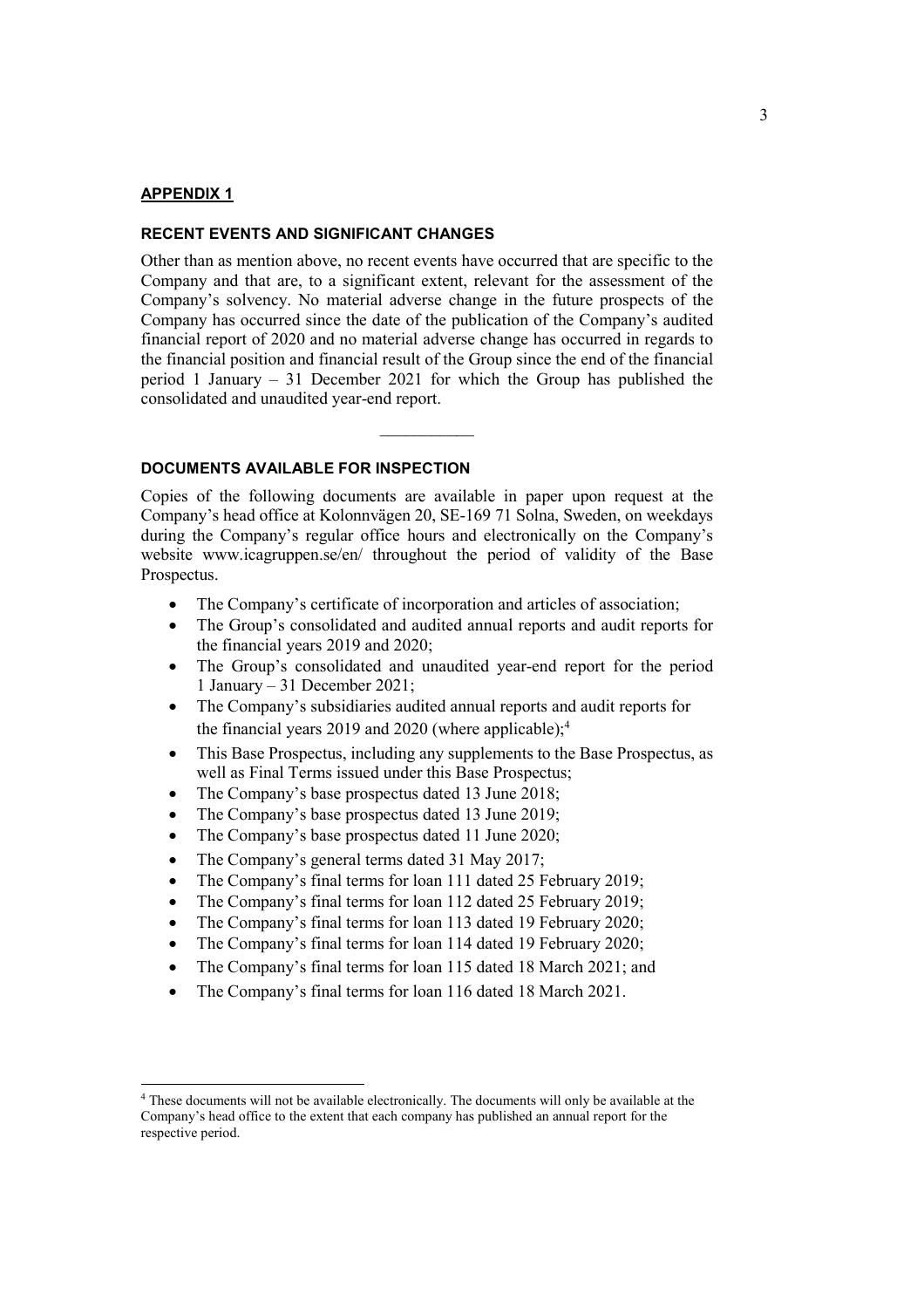## APPENDIX 1

### RECENT EVENTS AND SIGNIFICANT CHANGES

Other than as mention above, no recent events have occurred that are specific to the Company and that are, to a significant extent, relevant for the assessment of the Company's solvency. No material adverse change in the future prospects of the Company has occurred since the date of the publication of the Company's audited financial report of 2020 and no material adverse change has occurred in regards to the financial position and financial result of the Group since the end of the financial period 1 January – 31 December 2021 for which the Group has published the consolidated and unaudited year-end report.

---

### DOCUMENTS AVAILABLE FOR INSPECTION

Copies of the following documents are available in paper upon request at the Company's head office at Kolonnvägen 20, SE-169 71 Solna, Sweden, on weekdays during the Company's regular office hours and electronically on the Company's website www.icagruppen.se/en/ throughout the period of validity of the Base Prospectus.

- The Company's certificate of incorporation and articles of association;
- The Group's consolidated and audited annual reports and audit reports for the financial years 2019 and 2020;
- The Group's consolidated and unaudited year-end report for the period 1 January – 31 December 2021;
- The Company's subsidiaries audited annual reports and audit reports for the financial years 2019 and 2020 (where applicable);[4]
- This Base Prospectus, including any supplements to the Base Prospectus, as well as Final Terms issued under this Base Prospectus;
- The Company's base prospectus dated 13 June 2018;
- The Company's base prospectus dated 13 June 2019;
- The Company's base prospectus dated 11 June 2020;
- The Company's general terms dated 31 May 2017;
- The Company's final terms for loan 111 dated 25 February 2019;
- The Company's final terms for loan 112 dated 25 February 2019;
- The Company's final terms for loan 113 dated 19 February 2020;
- The Company's final terms for loan 114 dated 19 February 2020;
- The Company's final terms for loan 115 dated 18 March 2021; and
- The Company's final terms for loan 116 dated 18 March 2021.

---

[4] These documents will not be available electronically. The documents will only be available at the Company's head office to the extent that each company has published an annual report for the respective period.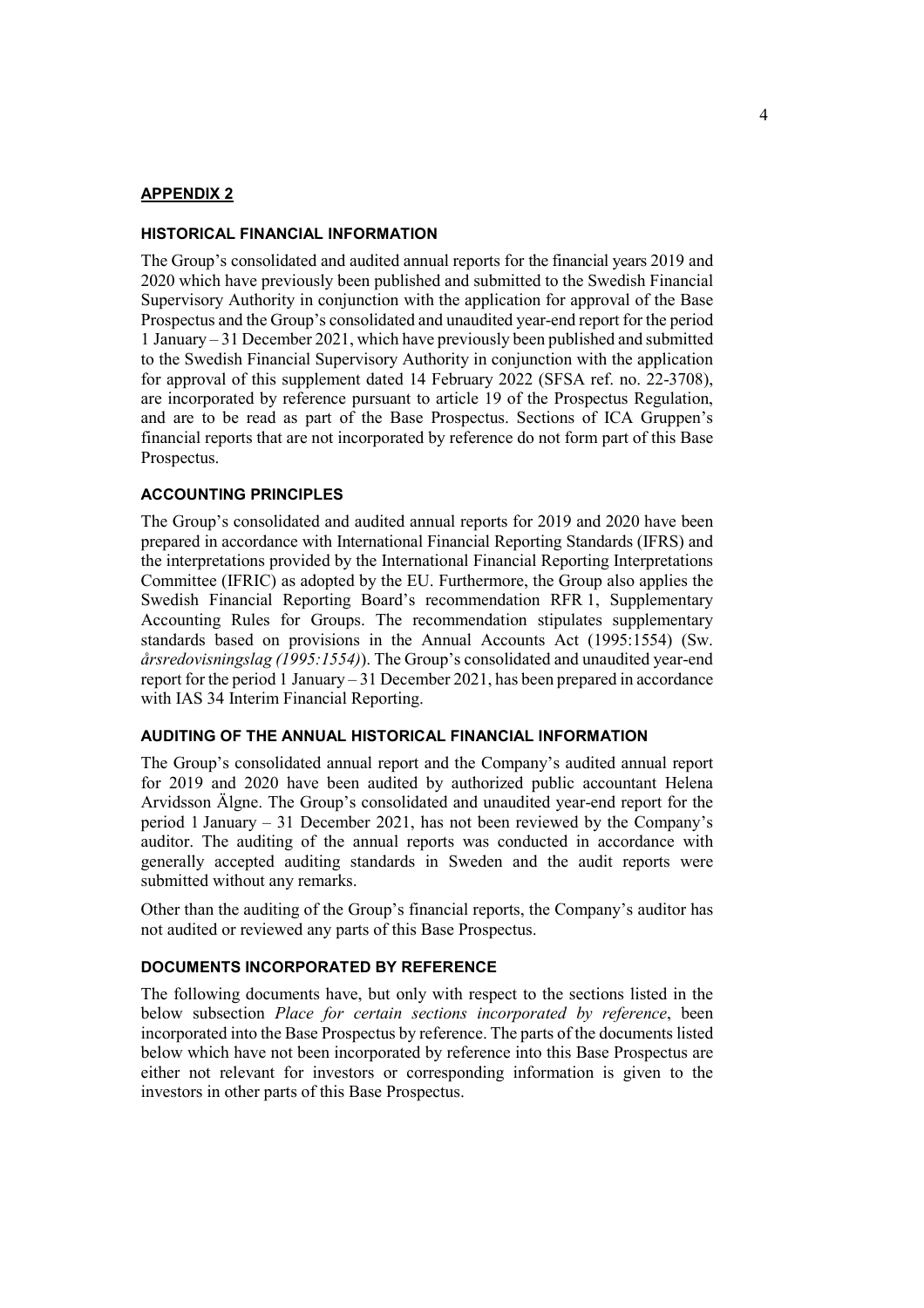## APPENDIX 2

### HISTORICAL FINANCIAL INFORMATION

The Group's consolidated and audited annual reports for the financial years 2019 and 2020 which have previously been published and submitted to the Swedish Financial Supervisory Authority in conjunction with the application for approval of the Base Prospectus and the Group's consolidated and unaudited year-end report for the period 1 January – 31 December 2021, which have previously been published and submitted to the Swedish Financial Supervisory Authority in conjunction with the application for approval of this supplement dated 14 February 2022 (SFSA ref. no. 22-3708), are incorporated by reference pursuant to article 19 of the Prospectus Regulation, and are to be read as part of the Base Prospectus. Sections of ICA Gruppen's financial reports that are not incorporated by reference do not form part of this Base Prospectus.

### ACCOUNTING PRINCIPLES

The Group's consolidated and audited annual reports for 2019 and 2020 have been prepared in accordance with International Financial Reporting Standards (IFRS) and the interpretations provided by the International Financial Reporting Interpretations Committee (IFRIC) as adopted by the EU. Furthermore, the Group also applies the Swedish Financial Reporting Board's recommendation RFR 1, Supplementary Accounting Rules for Groups. The recommendation stipulates supplementary standards based on provisions in the Annual Accounts Act (1995:1554) (Sw. *årsredovisningslag (1995:1554)*). The Group's consolidated and unaudited year-end report for the period 1 January – 31 December 2021, has been prepared in accordance with IAS 34 Interim Financial Reporting.

### AUDITING OF THE ANNUAL HISTORICAL FINANCIAL INFORMATION

The Group's consolidated annual report and the Company's audited annual report for 2019 and 2020 have been audited by authorized public accountant Helena Arvidsson Älgne. The Group's consolidated and unaudited year-end report for the period 1 January – 31 December 2021, has not been reviewed by the Company's auditor. The auditing of the annual reports was conducted in accordance with generally accepted auditing standards in Sweden and the audit reports were submitted without any remarks.

Other than the auditing of the Group's financial reports, the Company's auditor has not audited or reviewed any parts of this Base Prospectus.

### DOCUMENTS INCORPORATED BY REFERENCE

The following documents have, but only with respect to the sections listed in the below subsection *Place for certain sections incorporated by reference*, been incorporated into the Base Prospectus by reference. The parts of the documents listed below which have not been incorporated by reference into this Base Prospectus are either not relevant for investors or corresponding information is given to the investors in other parts of this Base Prospectus.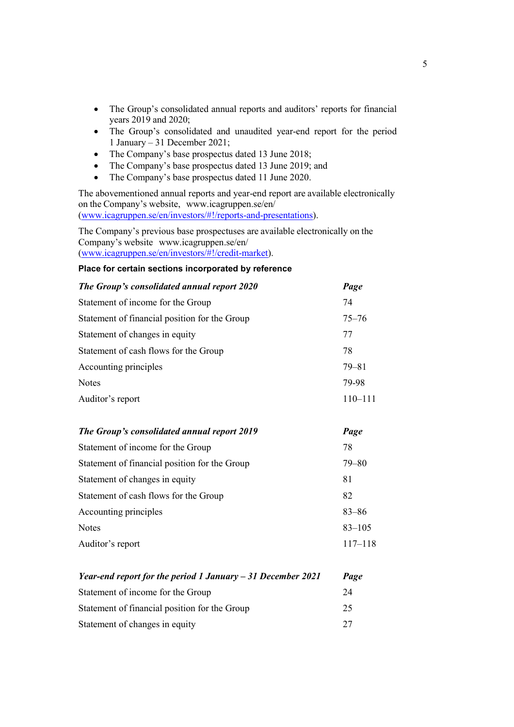- The Group's consolidated annual reports and auditors' reports for financial years 2019 and 2020;
- The Group's consolidated and unaudited year-end report for the period 1 January – 31 December 2021;
- The Company's base prospectus dated 13 June 2018;
- The Company's base prospectus dated 13 June 2019; and
- The Company's base prospectus dated 11 June 2020.

The abovementioned annual reports and year-end report are available electronically on the Company's website, www.icagruppen.se/en/ (www.icagruppen.se/en/investors/#!/reports-and-presentations).

The Company's previous base prospectuses are available electronically on the Company's website www.icagruppen.se/en/ (www.icagruppen.se/en/investors/#!/credit-market).

**Place for certain sections incorporated by reference**

| ***The Group's consolidated annual report 2020*** | ***Page*** |
|---|---|
| Statement of income for the Group | 74 |
| Statement of financial position for the Group | 75–76 |
| Statement of changes in equity | 77 |
| Statement of cash flows for the Group | 78 |
| Accounting principles | 79–81 |
| Notes | 79-98 |
| Auditor's report | 110–111 |

| ***The Group's consolidated annual report 2019*** | ***Page*** |
|---|---|
| Statement of income for the Group | 78 |
| Statement of financial position for the Group | 79–80 |
| Statement of changes in equity | 81 |
| Statement of cash flows for the Group | 82 |
| Accounting principles | 83–86 |
| Notes | 83–105 |
| Auditor's report | 117–118 |

| ***Year-end report for the period 1 January – 31 December 2021*** | ***Page*** |
|---|---|
| Statement of income for the Group | 24 |
| Statement of financial position for the Group | 25 |
| Statement of changes in equity | 27 |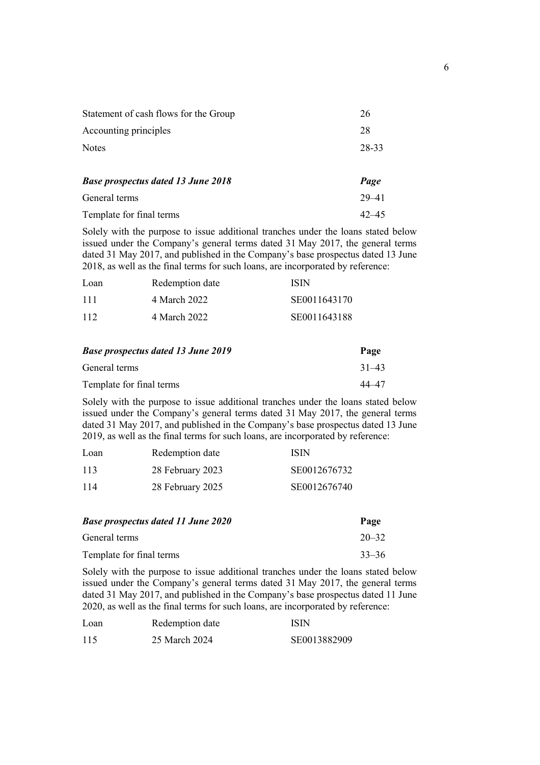| | |
|---|---|
| Statement of cash flows for the Group | 26 |
| Accounting principles | 28 |
| Notes | 28-33 |

| ***Base prospectus dated 13 June 2018*** | ***Page*** |
|---|---|
| General terms | 29–41 |
| Template for final terms | 42–45 |

Solely with the purpose to issue additional tranches under the loans stated below issued under the Company's general terms dated 31 May 2017, the general terms dated 31 May 2017, and published in the Company's base prospectus dated 13 June 2018, as well as the final terms for such loans, are incorporated by reference:

| Loan | Redemption date | ISIN |
|---|---|---|
| 111 | 4 March 2022 | SE0011643170 |
| 112 | 4 March 2022 | SE0011643188 |

| ***Base prospectus dated 13 June 2019*** | **Page** |
|---|---|
| General terms | 31–43 |
| Template for final terms | 44–47 |

Solely with the purpose to issue additional tranches under the loans stated below issued under the Company's general terms dated 31 May 2017, the general terms dated 31 May 2017, and published in the Company's base prospectus dated 13 June 2019, as well as the final terms for such loans, are incorporated by reference:

| Loan | Redemption date | ISIN |
|---|---|---|
| 113 | 28 February 2023 | SE0012676732 |
| 114 | 28 February 2025 | SE0012676740 |

| ***Base prospectus dated 11 June 2020*** | **Page** |
|---|---|
| General terms | 20–32 |
| Template for final terms | 33–36 |

Solely with the purpose to issue additional tranches under the loans stated below issued under the Company's general terms dated 31 May 2017, the general terms dated 31 May 2017, and published in the Company's base prospectus dated 11 June 2020, as well as the final terms for such loans, are incorporated by reference:

| Loan | Redemption date | ISIN |
|---|---|---|
| 115 | 25 March 2024 | SE0013882909 |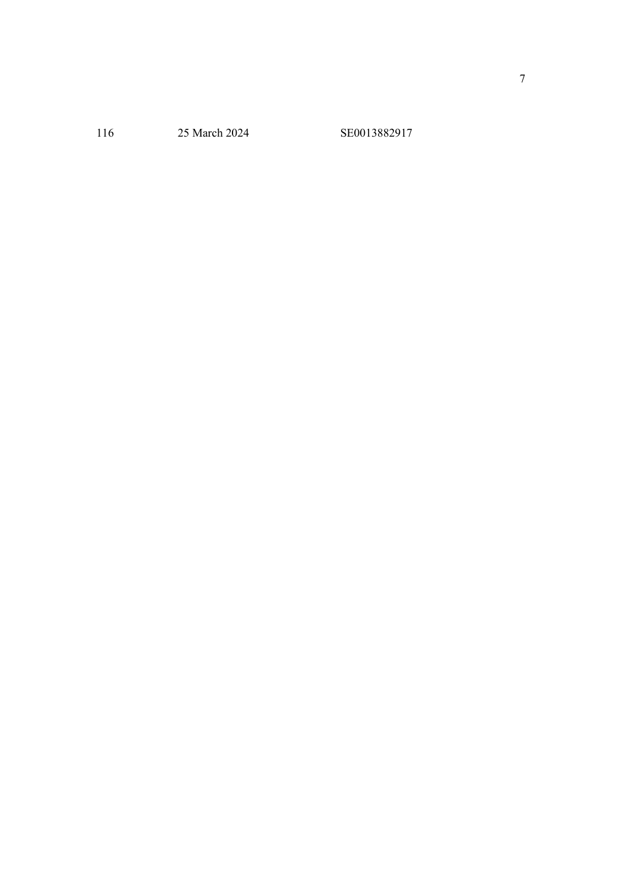| | | |
|---|---|---|
| 116 | 25 March 2024 | SE0013882917 |